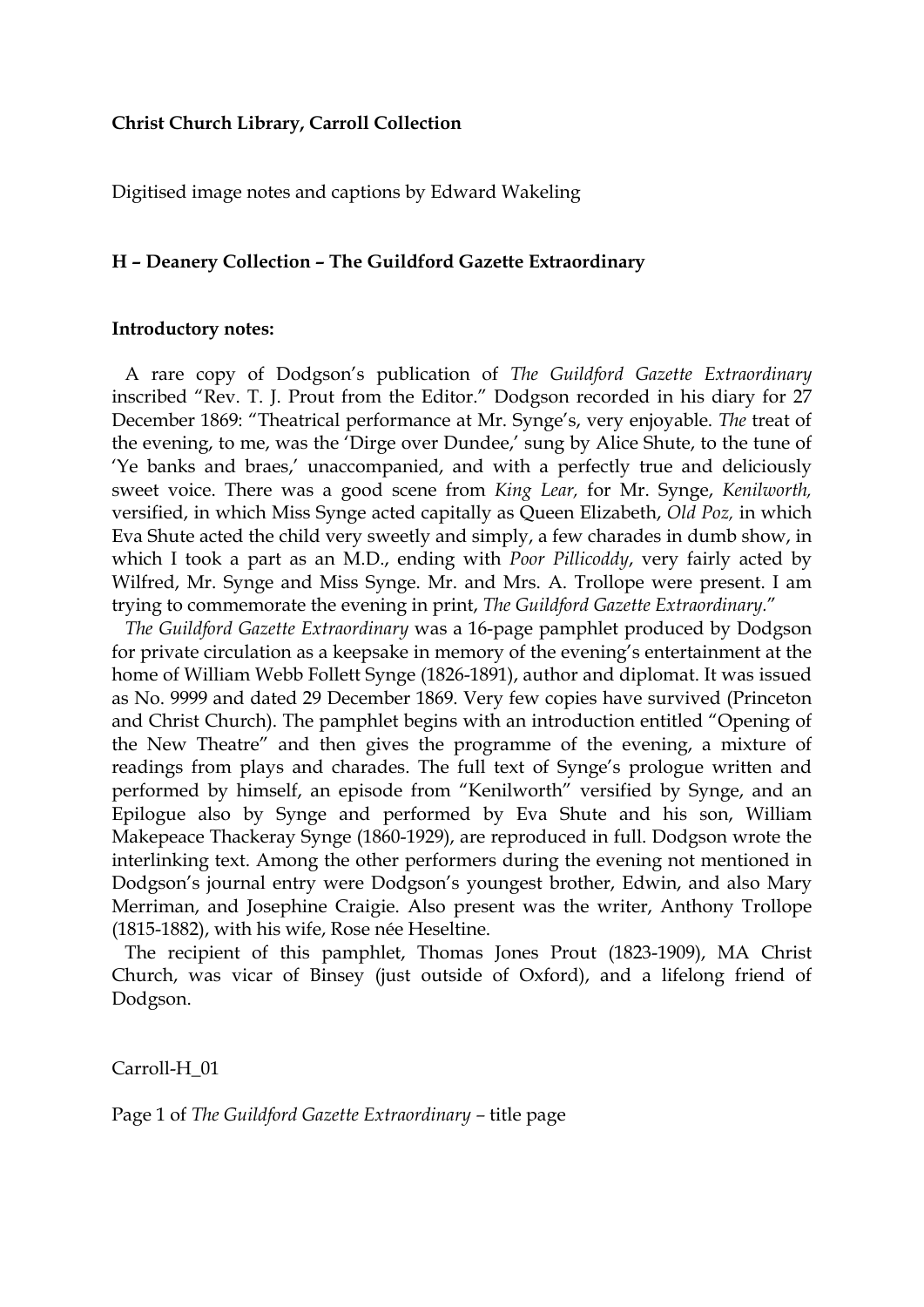**Christ Church Library, Carroll Collection**

Digitised image notes and captions by Edward Wakeling

**H – Deanery Collection – The Guildford Gazette Extraordinary**

**Introductory notes:**

A rare copy of Dodgson's publication of *The Guildford Gazette Extraordinary* inscribed "Rev. T. J. Prout from the Editor." Dodgson recorded in his diary for 27 December 1869: "Theatrical performance at Mr. Synge's, very enjoyable. *The* treat of the evening, to me, was the 'Dirge over Dundee,' sung by Alice Shute, to the tune of 'Ye banks and braes,' unaccompanied, and with a perfectly true and deliciously sweet voice. There was a good scene from *King Lear,* for Mr. Synge, *Kenilworth,* versified, in which Miss Synge acted capitally as Queen Elizabeth, *Old Poz,* in which Eva Shute acted the child very sweetly and simply, a few charades in dumb show, in which I took a part as an M.D., ending with *Poor Pillicoddy*, very fairly acted by Wilfred, Mr. Synge and Miss Synge. Mr. and Mrs. A. Trollope were present. I am trying to commemorate the evening in print, *The Guildford Gazette Extraordinary.*"

*The Guildford Gazette Extraordinary* was a 16-page pamphlet produced by Dodgson for private circulation as a keepsake in memory of the evening's entertainment at the home of William Webb Follett Synge (1826-1891), author and diplomat. It was issued as No. 9999 and dated 29 December 1869. Very few copies have survived (Princeton and Christ Church). The pamphlet begins with an introduction entitled "Opening of the New Theatre" and then gives the programme of the evening, a mixture of readings from plays and charades. The full text of Synge's prologue written and performed by himself, an episode from "Kenilworth" versified by Synge, and an Epilogue also by Synge and performed by Eva Shute and his son, William Makepeace Thackeray Synge (1860-1929), are reproduced in full. Dodgson wrote the interlinking text. Among the other performers during the evening not mentioned in Dodgson's journal entry were Dodgson's youngest brother, Edwin, and also Mary Merriman, and Josephine Craigie. Also present was the writer, Anthony Trollope (1815-1882), with his wife, Rose née Heseltine.

The recipient of this pamphlet, Thomas Jones Prout (1823-1909), MA Christ Church, was vicar of Binsey (just outside of Oxford), and a lifelong friend of Dodgson.

Carroll-H_01

Page 1 of *The Guildford Gazette Extraordinary* – title page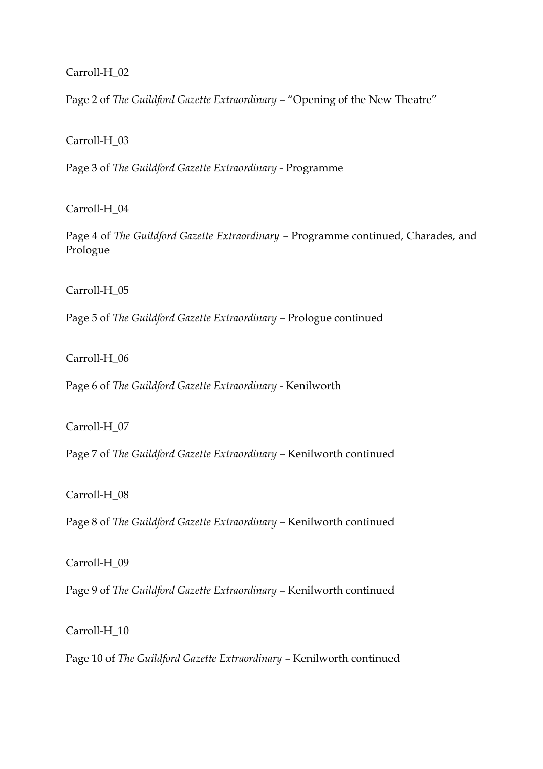Carroll-H_02

Page 2 of *The Guildford Gazette Extraordinary* – “Opening of the New Theatre”

Carroll-H_03

Page 3 of *The Guildford Gazette Extraordinary* - Programme

Carroll-H_04

Page 4 of *The Guildford Gazette Extraordinary* – Programme continued, Charades, and Prologue

Carroll-H_05

Page 5 of *The Guildford Gazette Extraordinary* – Prologue continued

Carroll-H_06

Page 6 of *The Guildford Gazette Extraordinary* - Kenilworth

Carroll-H_07

Page 7 of *The Guildford Gazette Extraordinary* – Kenilworth continued

Carroll-H_08

Page 8 of *The Guildford Gazette Extraordinary* – Kenilworth continued

Carroll-H_09

Page 9 of *The Guildford Gazette Extraordinary* – Kenilworth continued

Carroll-H_10

Page 10 of *The Guildford Gazette Extraordinary* – Kenilworth continued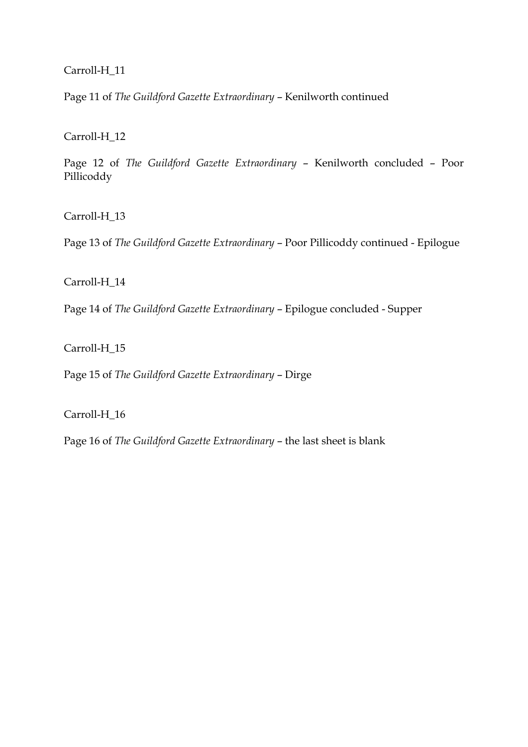Carroll-H_11

Page 11 of *The Guildford Gazette Extraordinary* – Kenilworth continued

Carroll-H_12

Page 12 of *The Guildford Gazette Extraordinary* – Kenilworth concluded – Poor Pillicoddy

Carroll-H_13

Page 13 of *The Guildford Gazette Extraordinary* – Poor Pillicoddy continued - Epilogue

Carroll-H_14

Page 14 of *The Guildford Gazette Extraordinary* – Epilogue concluded - Supper

Carroll-H_15

Page 15 of *The Guildford Gazette Extraordinary* – Dirge

Carroll-H_16

Page 16 of *The Guildford Gazette Extraordinary* – the last sheet is blank